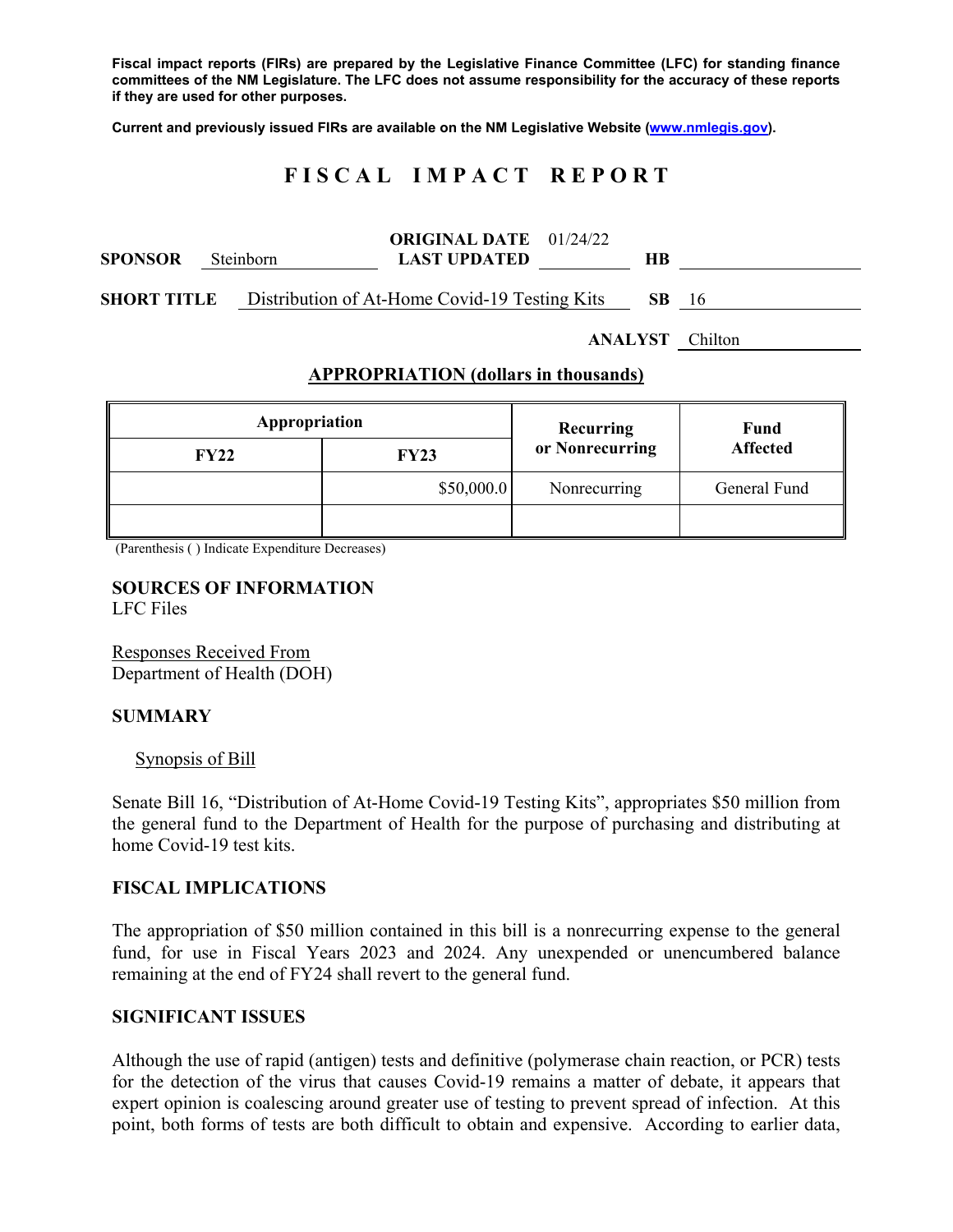**Fiscal impact reports (FIRs) are prepared by the Legislative Finance Committee (LFC) for standing finance committees of the NM Legislature. The LFC does not assume responsibility for the accuracy of these reports if they are used for other purposes.**

**Current and previously issued FIRs are available on the NM Legislative Website (www.nmlegis.gov).**

# FISCAL IMPACT REPORT

**SPONSOR** Steinborn **ORIGINAL DATE** 01/24/22 **LAST UPDATED** **HB**

**SHORT TITLE** Distribution of At-Home Covid-19 Testing Kits **SB** 16

**ANALYST** Chilton

## APPROPRIATION (dollars in thousands)

| Appropriation | | Recurring or Nonrecurring | Fund Affected |
|---|---|---|---|
| FY22 | FY23 | | |
| | $50,000.0 | Nonrecurring | General Fund |
| | | | |

(Parenthesis ( ) Indicate Expenditure Decreases)

**SOURCES OF INFORMATION**
LFC Files

Responses Received From
Department of Health (DOH)

## SUMMARY

Synopsis of Bill

Senate Bill 16, "Distribution of At-Home Covid-19 Testing Kits", appropriates $50 million from the general fund to the Department of Health for the purpose of purchasing and distributing at home Covid-19 test kits.

## FISCAL IMPLICATIONS

The appropriation of $50 million contained in this bill is a nonrecurring expense to the general fund, for use in Fiscal Years 2023 and 2024. Any unexpended or unencumbered balance remaining at the end of FY24 shall revert to the general fund.

## SIGNIFICANT ISSUES

Although the use of rapid (antigen) tests and definitive (polymerase chain reaction, or PCR) tests for the detection of the virus that causes Covid-19 remains a matter of debate, it appears that expert opinion is coalescing around greater use of testing to prevent spread of infection. At this point, both forms of tests are both difficult to obtain and expensive. According to earlier data,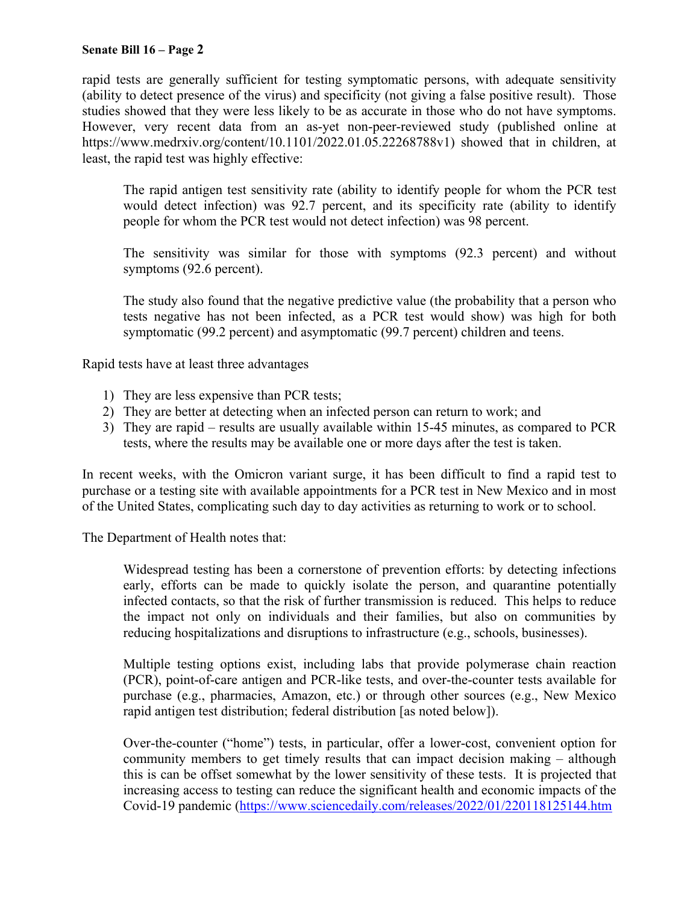rapid tests are generally sufficient for testing symptomatic persons, with adequate sensitivity (ability to detect presence of the virus) and specificity (not giving a false positive result). Those studies showed that they were less likely to be as accurate in those who do not have symptoms. However, very recent data from an as-yet non-peer-reviewed study (published online at https://www.medrxiv.org/content/10.1101/2022.01.05.22268788v1) showed that in children, at least, the rapid test was highly effective:

> The rapid antigen test sensitivity rate (ability to identify people for whom the PCR test would detect infection) was 92.7 percent, and its specificity rate (ability to identify people for whom the PCR test would not detect infection) was 98 percent.
>
> The sensitivity was similar for those with symptoms (92.3 percent) and without symptoms (92.6 percent).
>
> The study also found that the negative predictive value (the probability that a person who tests negative has not been infected, as a PCR test would show) was high for both symptomatic (99.2 percent) and asymptomatic (99.7 percent) children and teens.

Rapid tests have at least three advantages

1) They are less expensive than PCR tests;
2) They are better at detecting when an infected person can return to work; and
3) They are rapid – results are usually available within 15-45 minutes, as compared to PCR tests, where the results may be available one or more days after the test is taken.

In recent weeks, with the Omicron variant surge, it has been difficult to find a rapid test to purchase or a testing site with available appointments for a PCR test in New Mexico and in most of the United States, complicating such day to day activities as returning to work or to school.

The Department of Health notes that:

> Widespread testing has been a cornerstone of prevention efforts: by detecting infections early, efforts can be made to quickly isolate the person, and quarantine potentially infected contacts, so that the risk of further transmission is reduced. This helps to reduce the impact not only on individuals and their families, but also on communities by reducing hospitalizations and disruptions to infrastructure (e.g., schools, businesses).
>
> Multiple testing options exist, including labs that provide polymerase chain reaction (PCR), point-of-care antigen and PCR-like tests, and over-the-counter tests available for purchase (e.g., pharmacies, Amazon, etc.) or through other sources (e.g., New Mexico rapid antigen test distribution; federal distribution [as noted below]).
>
> Over-the-counter ("home") tests, in particular, offer a lower-cost, convenient option for community members to get timely results that can impact decision making – although this is can be offset somewhat by the lower sensitivity of these tests. It is projected that increasing access to testing can reduce the significant health and economic impacts of the Covid-19 pandemic (https://www.sciencedaily.com/releases/2022/01/220118125144.htm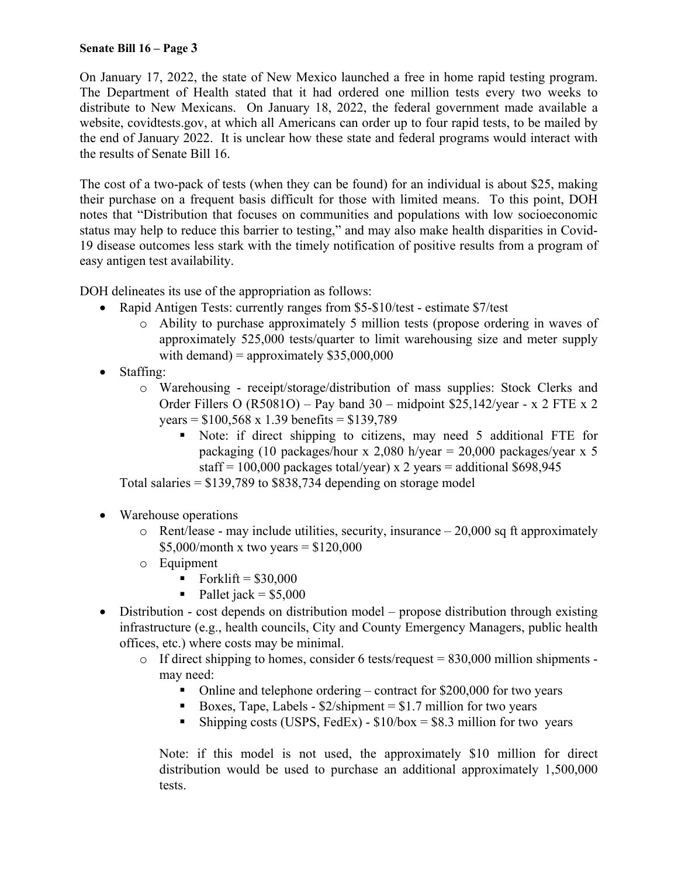On January 17, 2022, the state of New Mexico launched a free in home rapid testing program. The Department of Health stated that it had ordered one million tests every two weeks to distribute to New Mexicans. On January 18, 2022, the federal government made available a website, covidtests.gov, at which all Americans can order up to four rapid tests, to be mailed by the end of January 2022. It is unclear how these state and federal programs would interact with the results of Senate Bill 16.

The cost of a two-pack of tests (when they can be found) for an individual is about $25, making their purchase on a frequent basis difficult for those with limited means. To this point, DOH notes that "Distribution that focuses on communities and populations with low socioeconomic status may help to reduce this barrier to testing," and may also make health disparities in Covid-19 disease outcomes less stark with the timely notification of positive results from a program of easy antigen test availability.

DOH delineates its use of the appropriation as follows:

- Rapid Antigen Tests: currently ranges from $5-$10/test - estimate $7/test
  - Ability to purchase approximately 5 million tests (propose ordering in waves of approximately 525,000 tests/quarter to limit warehousing size and meter supply with demand) = approximately $35,000,000
- Staffing:
  - Warehousing - receipt/storage/distribution of mass supplies: Stock Clerks and Order Fillers O (R5081O) – Pay band 30 – midpoint $25,142/year - x 2 FTE x 2 years = $100,568 x 1.39 benefits = $139,789
    - Note: if direct shipping to citizens, may need 5 additional FTE for packaging (10 packages/hour x 2,080 h/year = 20,000 packages/year x 5 staff = 100,000 packages total/year) x 2 years = additional $698,945

  Total salaries = $139,789 to $838,734 depending on storage model

- Warehouse operations
  - Rent/lease - may include utilities, security, insurance – 20,000 sq ft approximately $5,000/month x two years = $120,000
  - Equipment
    - Forklift = $30,000
    - Pallet jack = $5,000
- Distribution - cost depends on distribution model – propose distribution through existing infrastructure (e.g., health councils, City and County Emergency Managers, public health offices, etc.) where costs may be minimal.
  - If direct shipping to homes, consider 6 tests/request = 830,000 million shipments - may need:
    - Online and telephone ordering – contract for $200,000 for two years
    - Boxes, Tape, Labels - $2/shipment = $1.7 million for two years
    - Shipping costs (USPS, FedEx) - $10/box = $8.3 million for two years

    Note: if this model is not used, the approximately $10 million for direct distribution would be used to purchase an additional approximately 1,500,000 tests.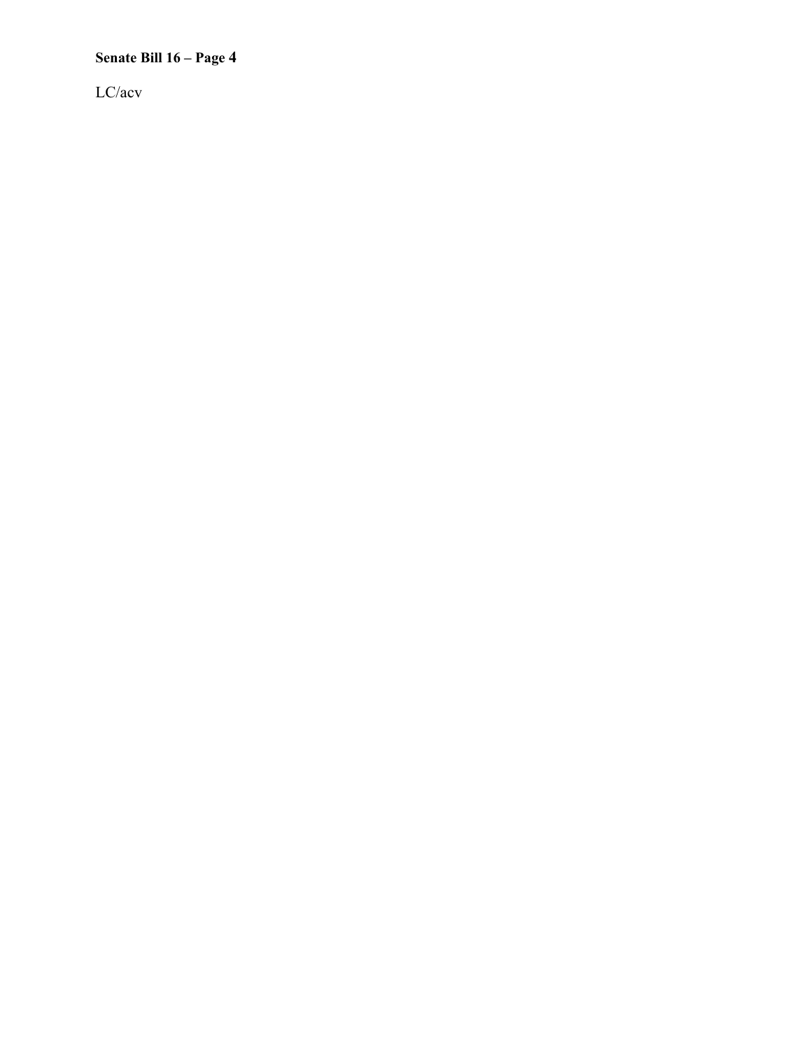LC/acv